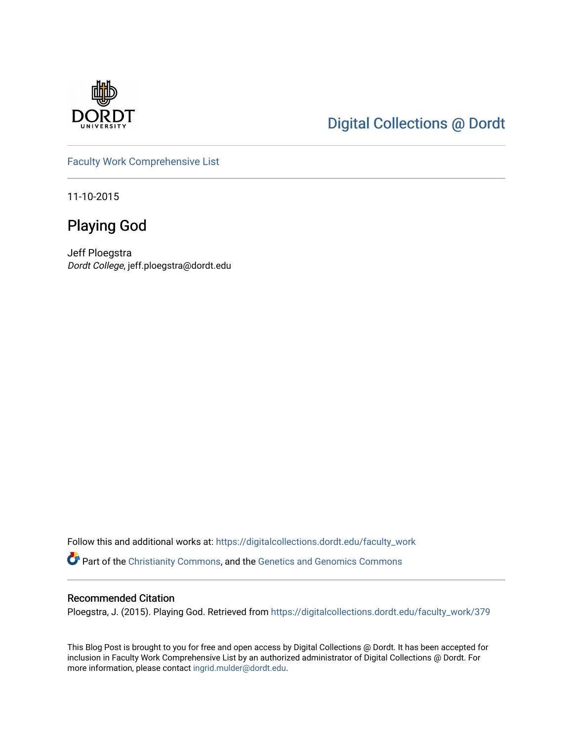Digital Collections @ Dordt

Faculty Work Comprehensive List

11-10-2015

# Playing God

Jeff Ploegstra
*Dordt College*, jeff.ploegstra@dordt.edu

Follow this and additional works at: https://digitalcollections.dordt.edu/faculty_work

Part of the Christianity Commons, and the Genetics and Genomics Commons

## Recommended Citation

Ploegstra, J. (2015). Playing God. Retrieved from https://digitalcollections.dordt.edu/faculty_work/379

This Blog Post is brought to you for free and open access by Digital Collections @ Dordt. It has been accepted for inclusion in Faculty Work Comprehensive List by an authorized administrator of Digital Collections @ Dordt. For more information, please contact ingrid.mulder@dordt.edu.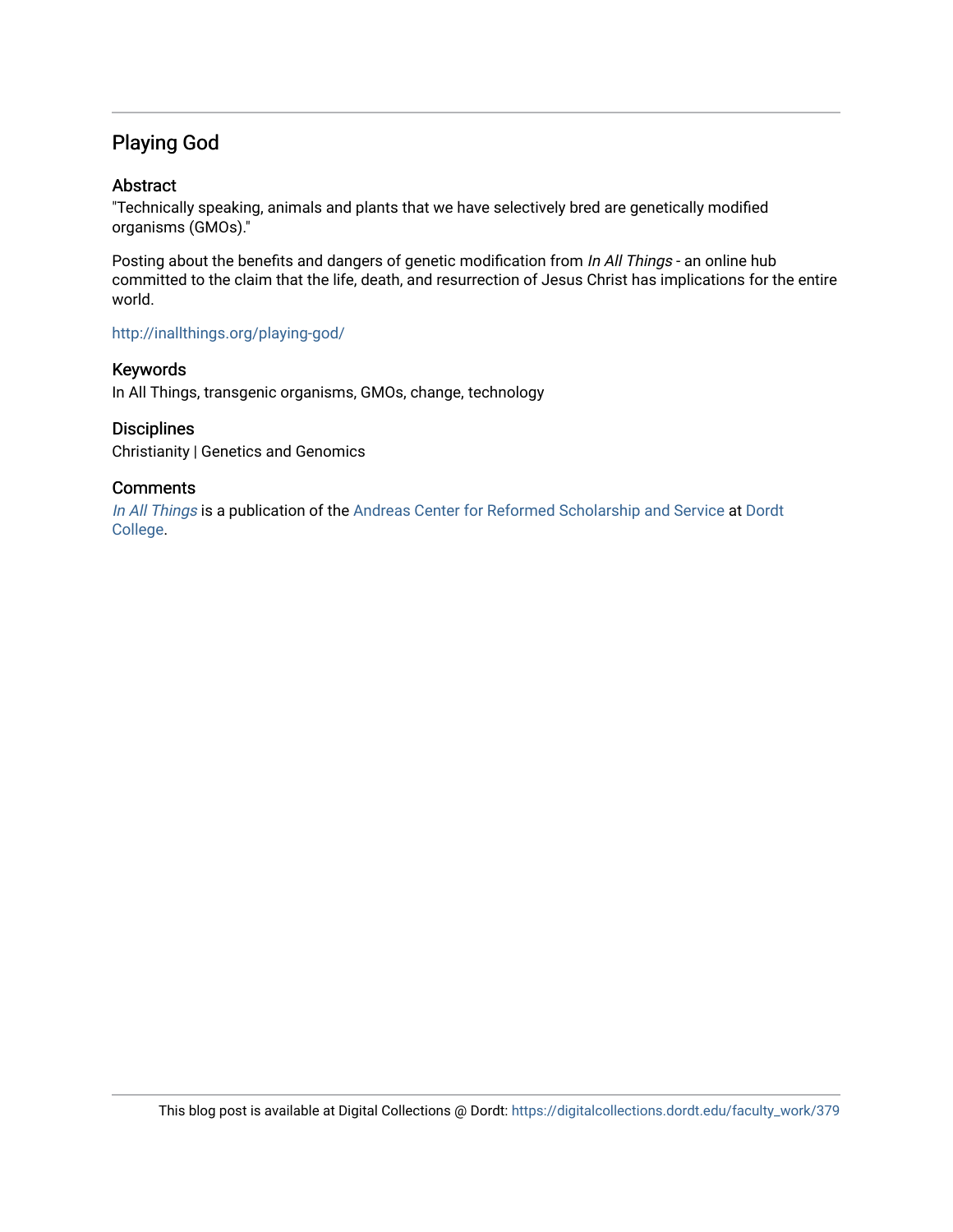## Playing God

### Abstract

"Technically speaking, animals and plants that we have selectively bred are genetically modified organisms (GMOs)."

Posting about the benefits and dangers of genetic modification from *In All Things* - an online hub committed to the claim that the life, death, and resurrection of Jesus Christ has implications for the entire world.

http://inallthings.org/playing-god/

### Keywords

In All Things, transgenic organisms, GMOs, change, technology

### Disciplines

Christianity | Genetics and Genomics

### Comments

*In All Things* is a publication of the Andreas Center for Reformed Scholarship and Service at Dordt College.

This blog post is available at Digital Collections @ Dordt: https://digitalcollections.dordt.edu/faculty_work/379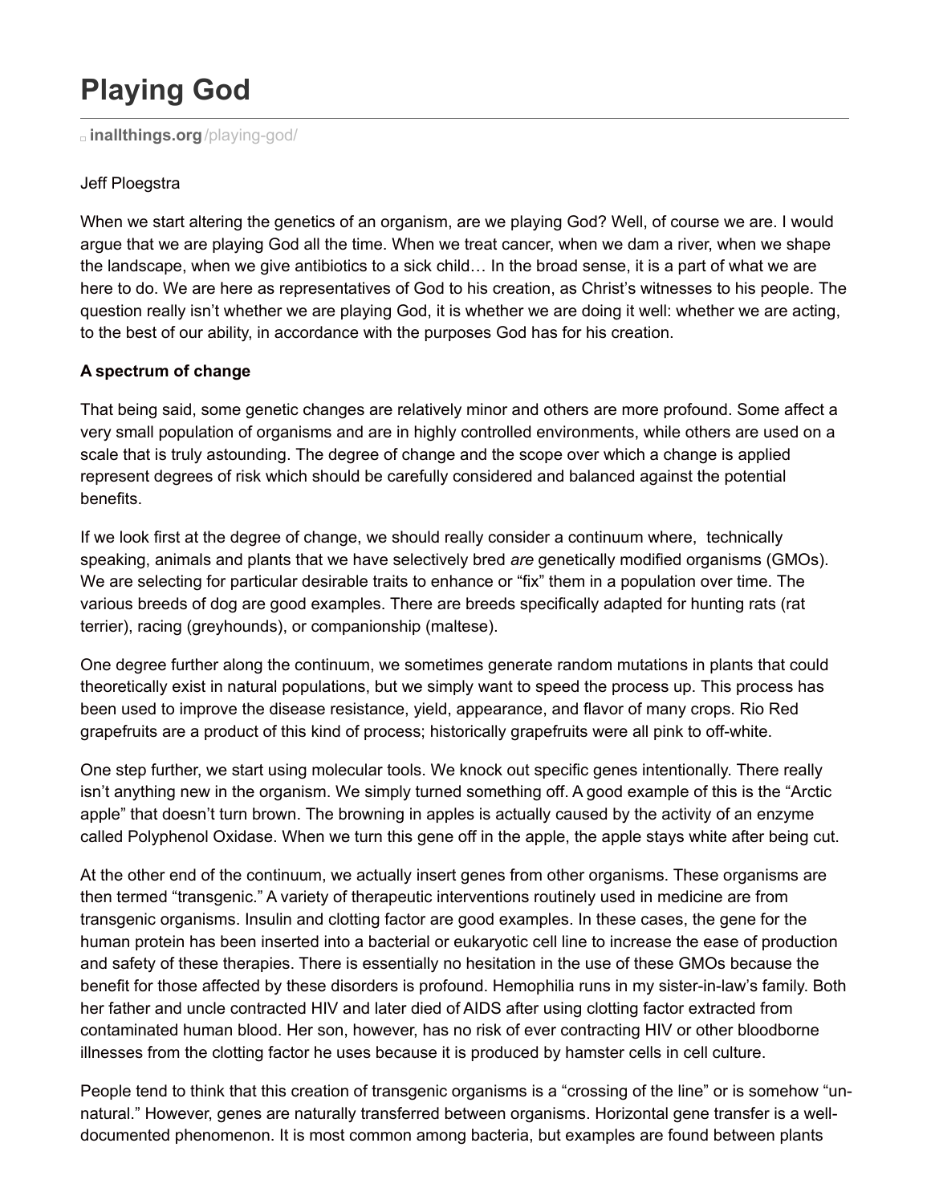// Playing God

inallthings.org/playing-god/

Jeff Ploegstra

When we start altering the genetics of an organism, are we playing God? Well, of course we are. I would argue that we are playing God all the time. When we treat cancer, when we dam a river, when we shape the landscape, when we give antibiotics to a sick child… In the broad sense, it is a part of what we are here to do. We are here as representatives of God to his creation, as Christ's witnesses to his people. The question really isn't whether we are playing God, it is whether we are doing it well: whether we are acting, to the best of our ability, in accordance with the purposes God has for his creation.

**A spectrum of change**

That being said, some genetic changes are relatively minor and others are more profound. Some affect a very small population of organisms and are in highly controlled environments, while others are used on a scale that is truly astounding. The degree of change and the scope over which a change is applied represent degrees of risk which should be carefully considered and balanced against the potential benefits.

If we look first at the degree of change, we should really consider a continuum where, technically speaking, animals and plants that we have selectively bred *are* genetically modified organisms (GMOs). We are selecting for particular desirable traits to enhance or "fix" them in a population over time. The various breeds of dog are good examples. There are breeds specifically adapted for hunting rats (rat terrier), racing (greyhounds), or companionship (maltese).

One degree further along the continuum, we sometimes generate random mutations in plants that could theoretically exist in natural populations, but we simply want to speed the process up. This process has been used to improve the disease resistance, yield, appearance, and flavor of many crops. Rio Red grapefruits are a product of this kind of process; historically grapefruits were all pink to off-white.

One step further, we start using molecular tools. We knock out specific genes intentionally. There really isn't anything new in the organism. We simply turned something off. A good example of this is the "Arctic apple" that doesn't turn brown. The browning in apples is actually caused by the activity of an enzyme called Polyphenol Oxidase. When we turn this gene off in the apple, the apple stays white after being cut.

At the other end of the continuum, we actually insert genes from other organisms. These organisms are then termed "transgenic." A variety of therapeutic interventions routinely used in medicine are from transgenic organisms. Insulin and clotting factor are good examples. In these cases, the gene for the human protein has been inserted into a bacterial or eukaryotic cell line to increase the ease of production and safety of these therapies. There is essentially no hesitation in the use of these GMOs because the benefit for those affected by these disorders is profound. Hemophilia runs in my sister-in-law's family. Both her father and uncle contracted HIV and later died of AIDS after using clotting factor extracted from contaminated human blood. Her son, however, has no risk of ever contracting HIV or other bloodborne illnesses from the clotting factor he uses because it is produced by hamster cells in cell culture.

People tend to think that this creation of transgenic organisms is a "crossing of the line" or is somehow "un-natural." However, genes are naturally transferred between organisms. Horizontal gene transfer is a well-documented phenomenon. It is most common among bacteria, but examples are found between plants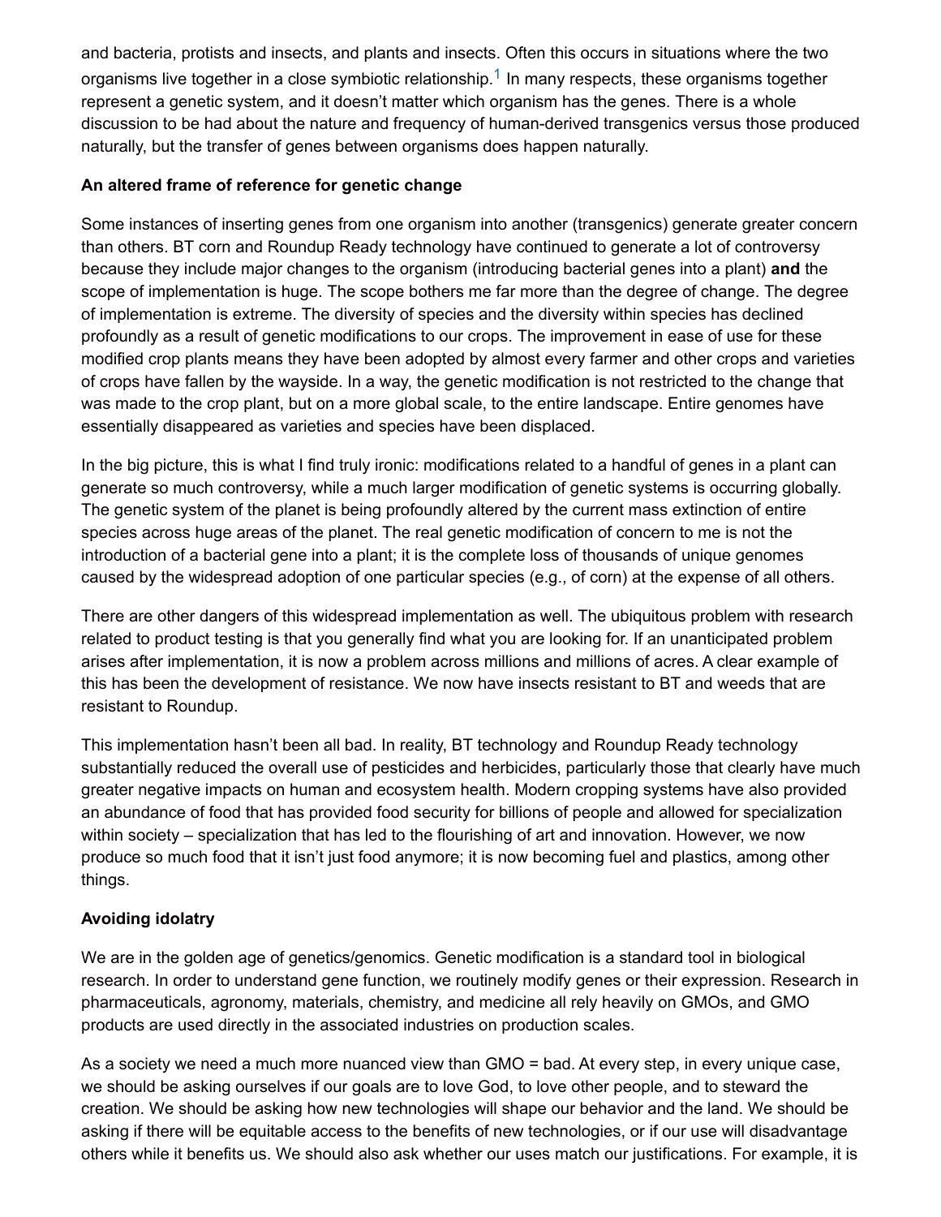and bacteria, protists and insects, and plants and insects. Often this occurs in situations where the two organisms live together in a close symbiotic relationship.[1] In many respects, these organisms together represent a genetic system, and it doesn't matter which organism has the genes. There is a whole discussion to be had about the nature and frequency of human-derived transgenics versus those produced naturally, but the transfer of genes between organisms does happen naturally.

**An altered frame of reference for genetic change**

Some instances of inserting genes from one organism into another (transgenics) generate greater concern than others. BT corn and Roundup Ready technology have continued to generate a lot of controversy because they include major changes to the organism (introducing bacterial genes into a plant) **and** the scope of implementation is huge. The scope bothers me far more than the degree of change. The degree of implementation is extreme. The diversity of species and the diversity within species has declined profoundly as a result of genetic modifications to our crops. The improvement in ease of use for these modified crop plants means they have been adopted by almost every farmer and other crops and varieties of crops have fallen by the wayside. In a way, the genetic modification is not restricted to the change that was made to the crop plant, but on a more global scale, to the entire landscape. Entire genomes have essentially disappeared as varieties and species have been displaced.

In the big picture, this is what I find truly ironic: modifications related to a handful of genes in a plant can generate so much controversy, while a much larger modification of genetic systems is occurring globally. The genetic system of the planet is being profoundly altered by the current mass extinction of entire species across huge areas of the planet. The real genetic modification of concern to me is not the introduction of a bacterial gene into a plant; it is the complete loss of thousands of unique genomes caused by the widespread adoption of one particular species (e.g., of corn) at the expense of all others.

There are other dangers of this widespread implementation as well. The ubiquitous problem with research related to product testing is that you generally find what you are looking for. If an unanticipated problem arises after implementation, it is now a problem across millions and millions of acres. A clear example of this has been the development of resistance. We now have insects resistant to BT and weeds that are resistant to Roundup.

This implementation hasn't been all bad. In reality, BT technology and Roundup Ready technology substantially reduced the overall use of pesticides and herbicides, particularly those that clearly have much greater negative impacts on human and ecosystem health. Modern cropping systems have also provided an abundance of food that has provided food security for billions of people and allowed for specialization within society – specialization that has led to the flourishing of art and innovation. However, we now produce so much food that it isn't just food anymore; it is now becoming fuel and plastics, among other things.

**Avoiding idolatry**

We are in the golden age of genetics/genomics. Genetic modification is a standard tool in biological research. In order to understand gene function, we routinely modify genes or their expression. Research in pharmaceuticals, agronomy, materials, chemistry, and medicine all rely heavily on GMOs, and GMO products are used directly in the associated industries on production scales.

As a society we need a much more nuanced view than GMO = bad. At every step, in every unique case, we should be asking ourselves if our goals are to love God, to love other people, and to steward the creation. We should be asking how new technologies will shape our behavior and the land. We should be asking if there will be equitable access to the benefits of new technologies, or if our use will disadvantage others while it benefits us. We should also ask whether our uses match our justifications. For example, it is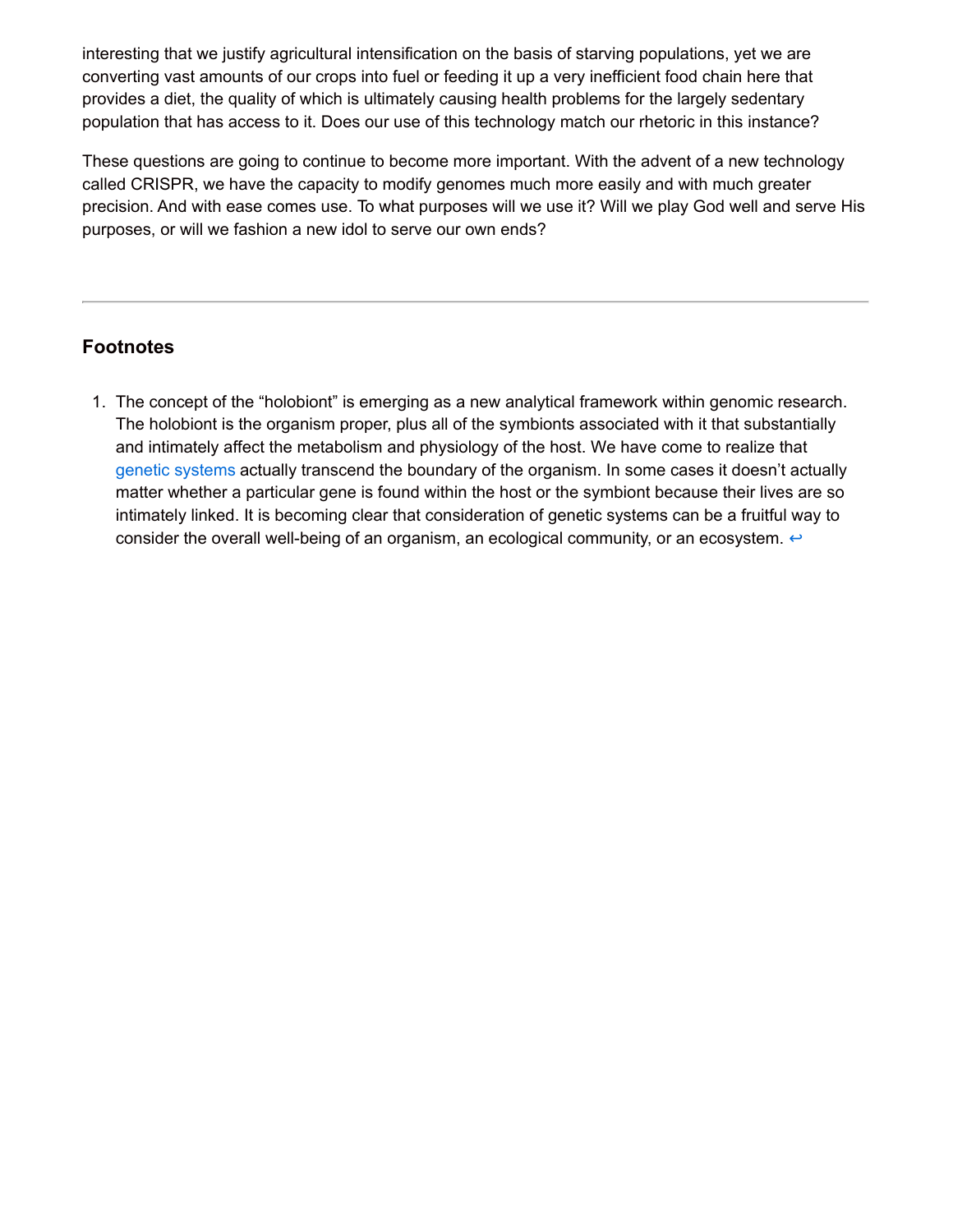interesting that we justify agricultural intensification on the basis of starving populations, yet we are converting vast amounts of our crops into fuel or feeding it up a very inefficient food chain here that provides a diet, the quality of which is ultimately causing health problems for the largely sedentary population that has access to it. Does our use of this technology match our rhetoric in this instance?

These questions are going to continue to become more important. With the advent of a new technology called CRISPR, we have the capacity to modify genomes much more easily and with much greater precision. And with ease comes use. To what purposes will we use it? Will we play God well and serve His purposes, or will we fashion a new idol to serve our own ends?

---

### Footnotes

1. The concept of the "holobiont" is emerging as a new analytical framework within genomic research. The holobiont is the organism proper, plus all of the symbionts associated with it that substantially and intimately affect the metabolism and physiology of the host. We have come to realize that genetic systems actually transcend the boundary of the organism. In some cases it doesn't actually matter whether a particular gene is found within the host or the symbiont because their lives are so intimately linked. It is becoming clear that consideration of genetic systems can be a fruitful way to consider the overall well-being of an organism, an ecological community, or an ecosystem. ↩